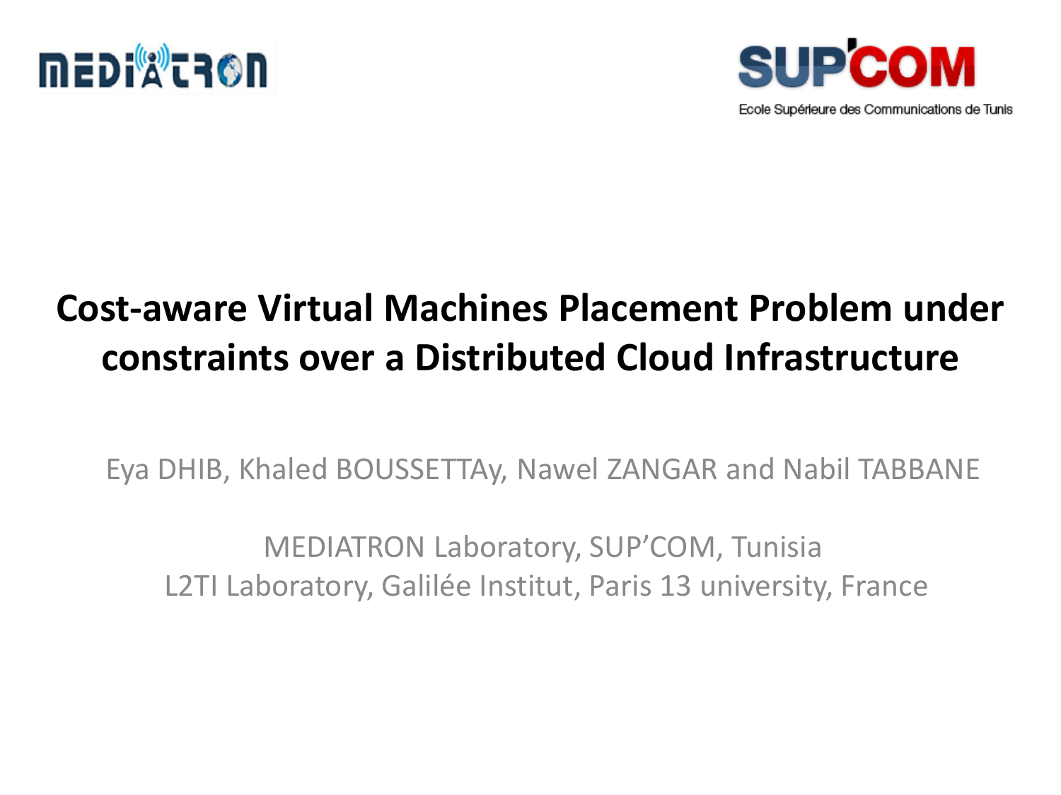MEDIATRON

SUP'COM

Ecole Supérieure des Communications de Tunis

# Cost-aware Virtual Machines Placement Problem under constraints over a Distributed Cloud Infrastructure

Eya DHIB, Khaled BOUSSETTAy, Nawel ZANGAR and Nabil TABBANE

MEDIATRON Laboratory, SUP'COM, Tunisia

L2TI Laboratory, Galilée Institut, Paris 13 university, France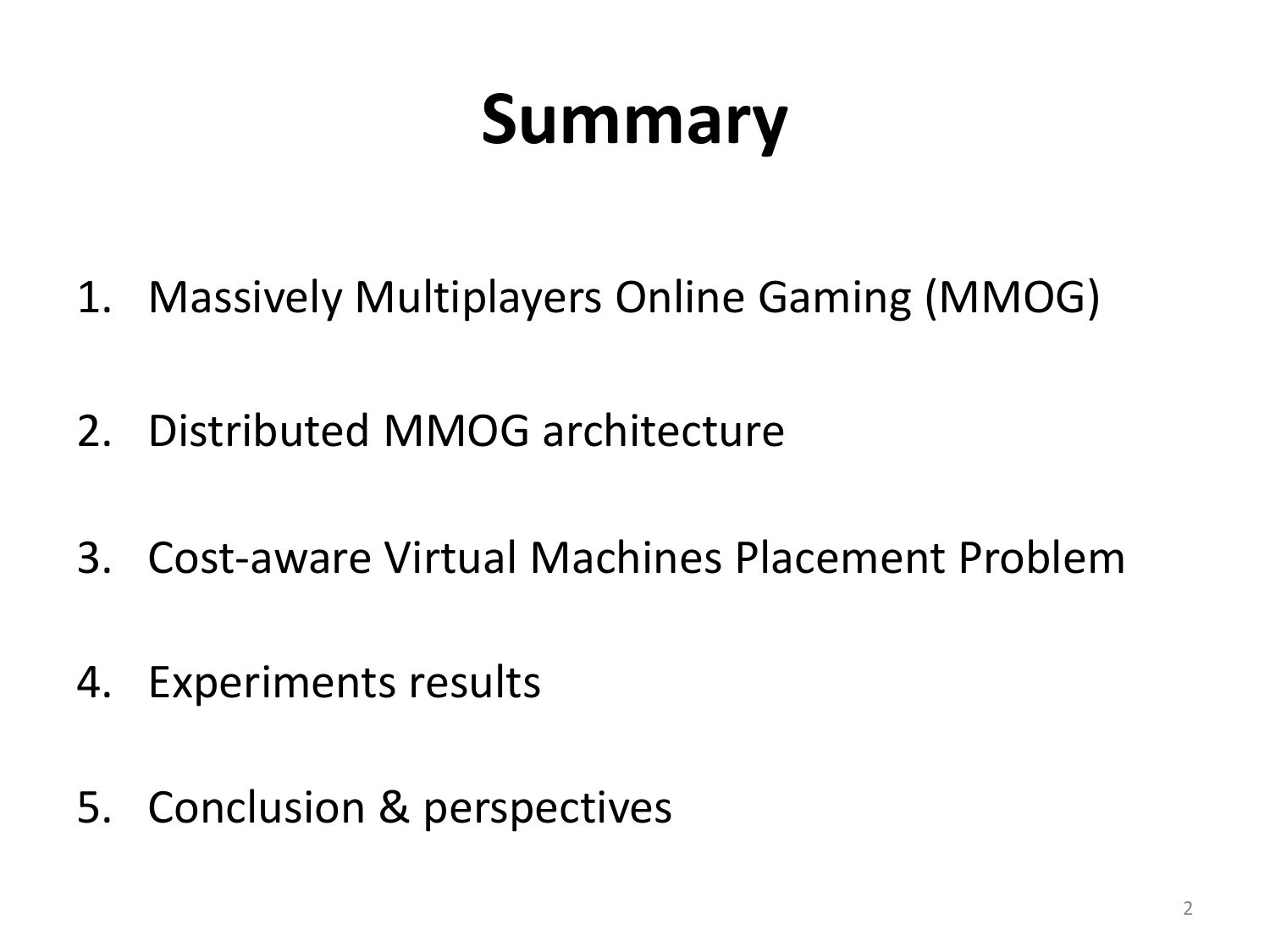# Summary

1. Massively Multiplayers Online Gaming (MMOG)
2. Distributed MMOG architecture
3. Cost-aware Virtual Machines Placement Problem
4. Experiments results
5. Conclusion & perspectives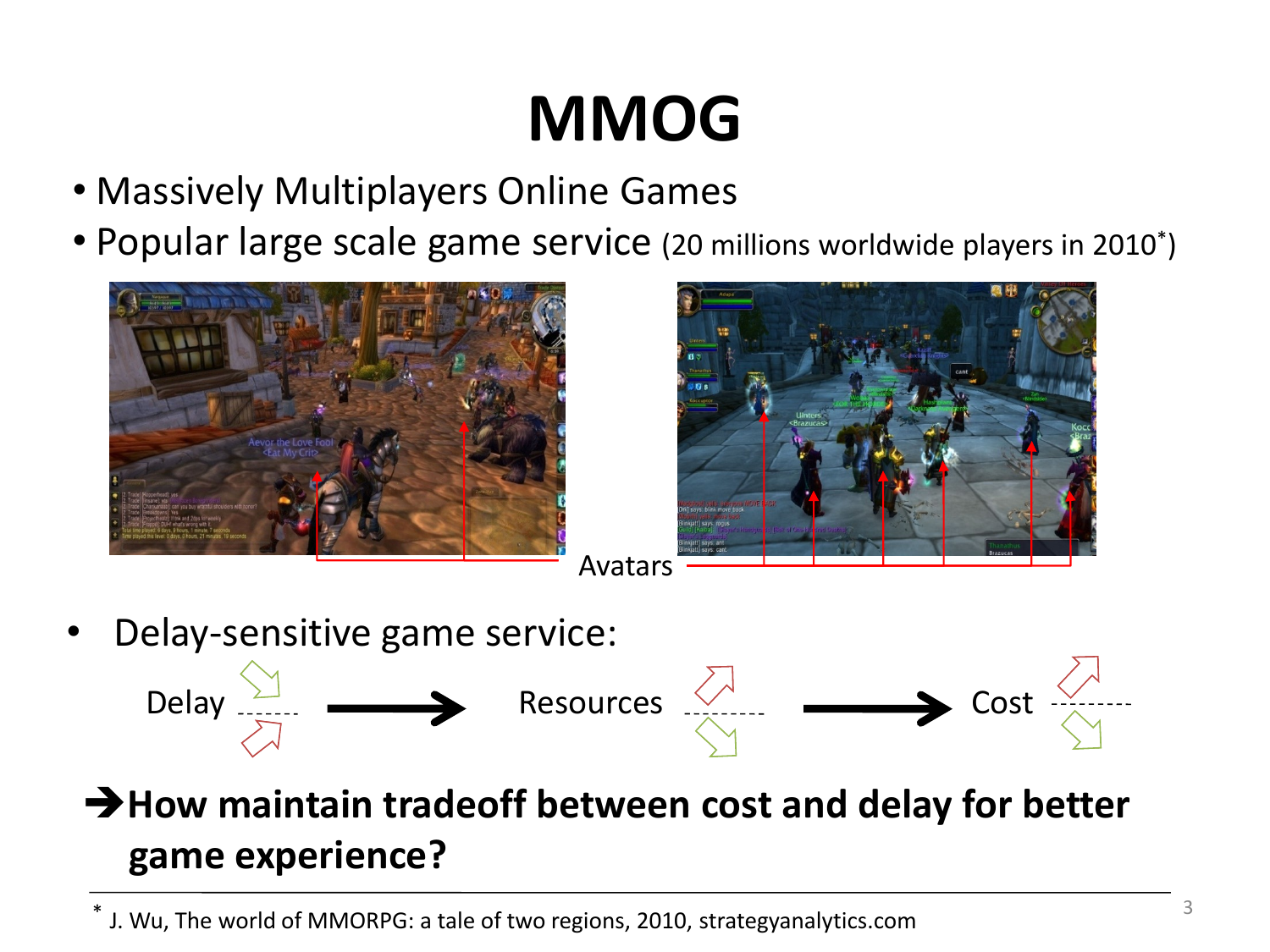# MMOG

- Massively Multiplayers Online Games
- Popular large scale game service (20 millions worldwide players in 2010*)

Avatars

- Delay-sensitive game service:

Delay → Resources → Cost

**➔How maintain tradeoff between cost and delay for better game experience?**

* J. Wu, The world of MMORPG: a tale of two regions, 2010, strategyanalytics.com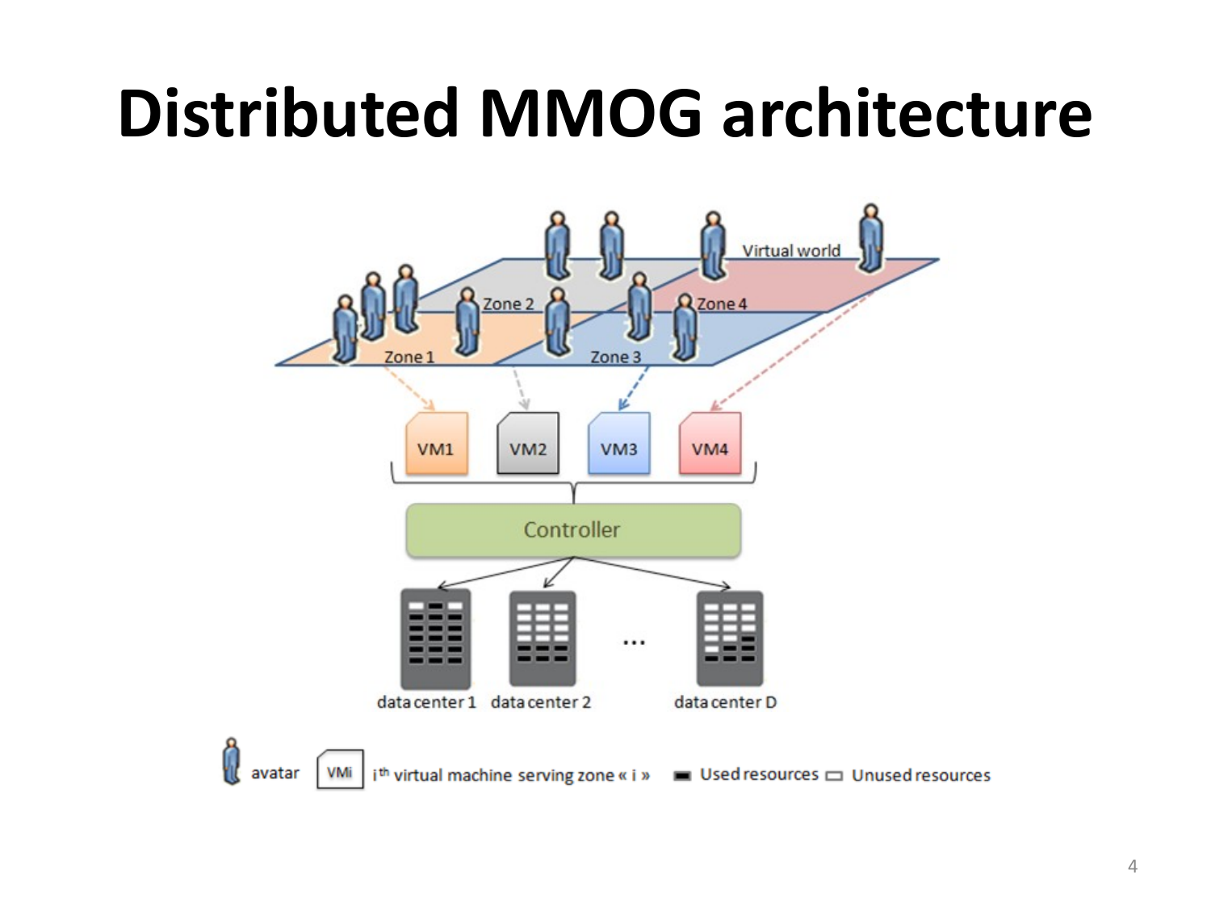# Distributed MMOG architecture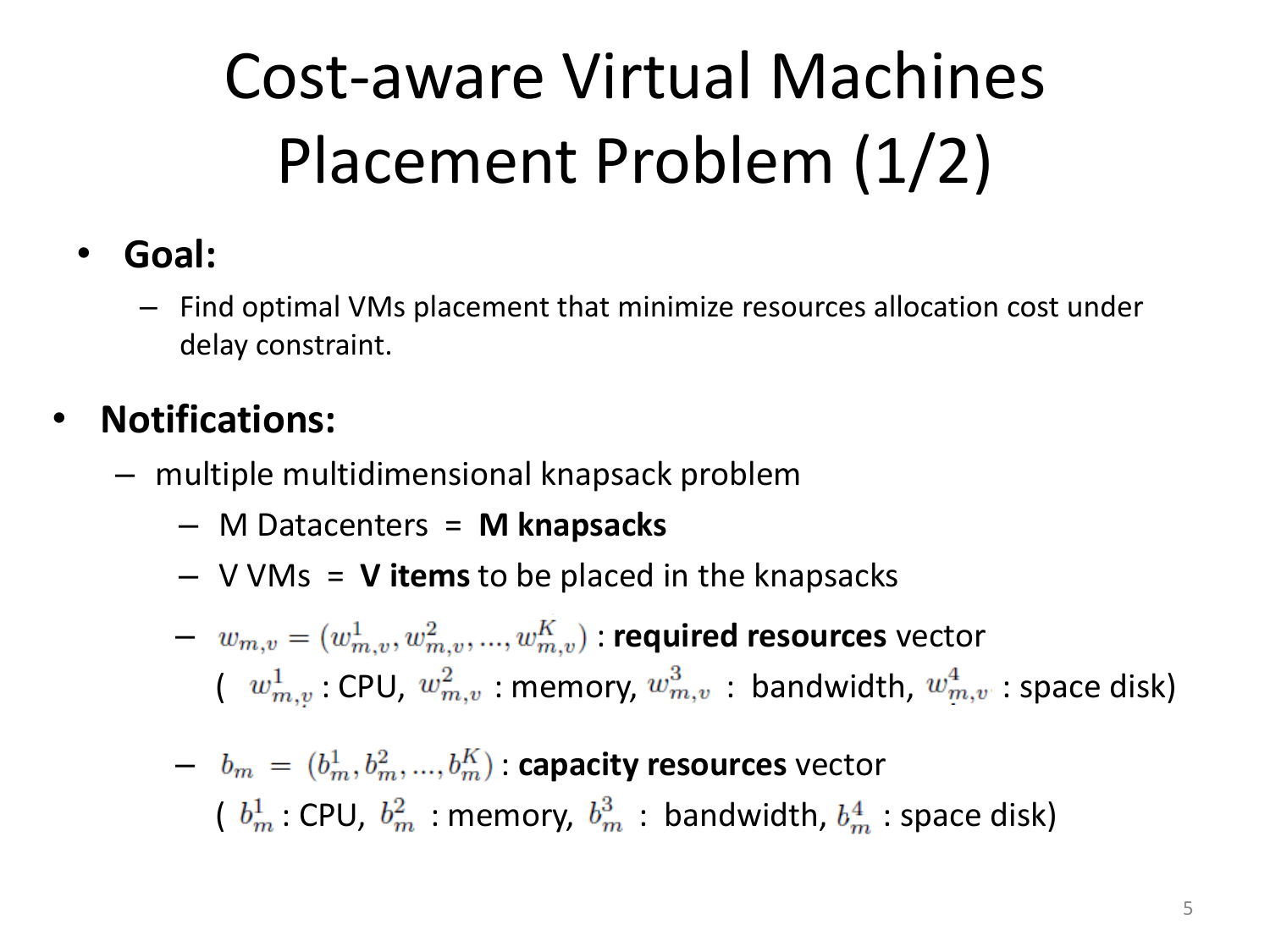# Cost-aware Virtual Machines Placement Problem (1/2)

- **Goal:**
  - Find optimal VMs placement that minimize resources allocation cost under delay constraint.

- **Notifications:**
  - multiple multidimensional knapsack problem
    - M Datacenters = **M knapsacks**
    - V VMs = **V items** to be placed in the knapsacks
    - $w_{m,v} = (w^1_{m,v}, w^2_{m,v}, ..., w^K_{m,v})$ : **required resources** vector ( $w^1_{m,v}$ : CPU, $w^2_{m,v}$ : memory, $w^3_{m,v}$ : bandwidth, $w^4_{m,v}$ : space disk)
    - $b_m = (b^1_m, b^2_m, ..., b^K_m)$ : **capacity resources** vector ( $b^1_m$ : CPU, $b^2_m$ : memory, $b^3_m$ : bandwidth, $b^4_m$ : space disk)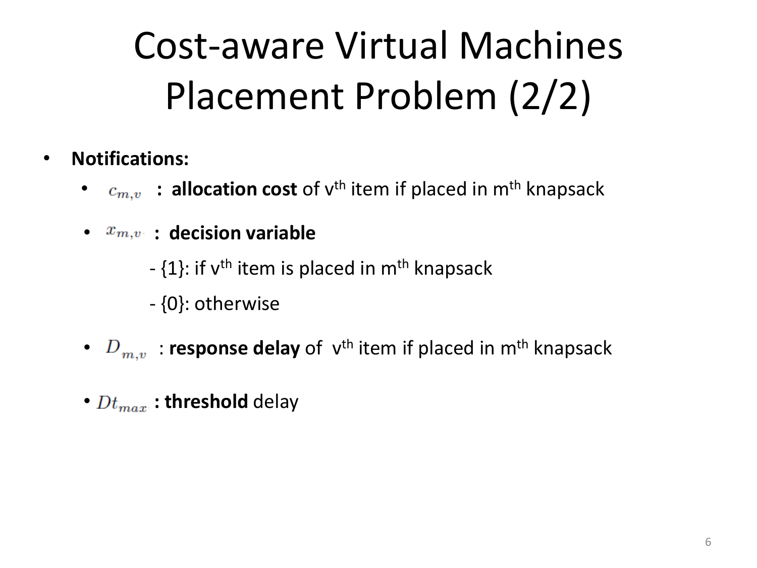# Cost-aware Virtual Machines Placement Problem (2/2)

- **Notifications:**
  - $c_{m,v}$ **: allocation cost** of $v^{th}$ item if placed in $m^{th}$ knapsack
  - $x_{m,v}$ **: decision variable**
    - {1}: if $v^{th}$ item is placed in $m^{th}$ knapsack
    - {0}: otherwise
  - $D_{m,v}$ : **response delay** of $v^{th}$ item if placed in $m^{th}$ knapsack
  - $Dt_{max}$ **: threshold** delay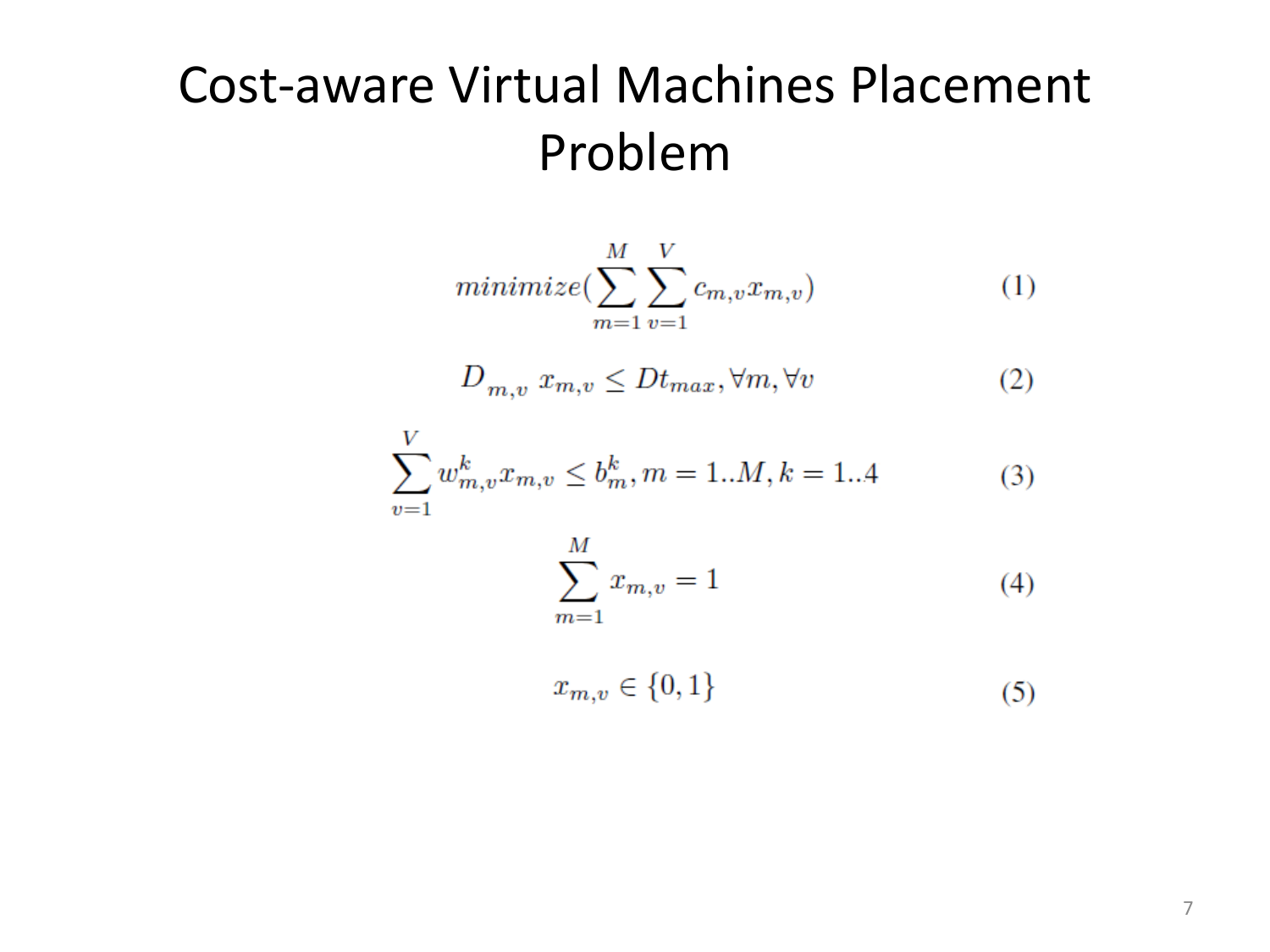# Cost-aware Virtual Machines Placement Problem

$$minimize(\sum_{m=1}^{M}\sum_{v=1}^{V} c_{m,v} x_{m,v}) \tag{1}$$

$$D_{m,v}\ x_{m,v} \leq Dt_{max}, \forall m, \forall v \tag{2}$$

$$\sum_{v=1}^{V} w_{m,v}^{k} x_{m,v} \leq b_{m}^{k}, m = 1..M, k = 1..4 \tag{3}$$

$$\sum_{m=1}^{M} x_{m,v} = 1 \tag{4}$$

$$x_{m,v} \in \{0, 1\} \tag{5}$$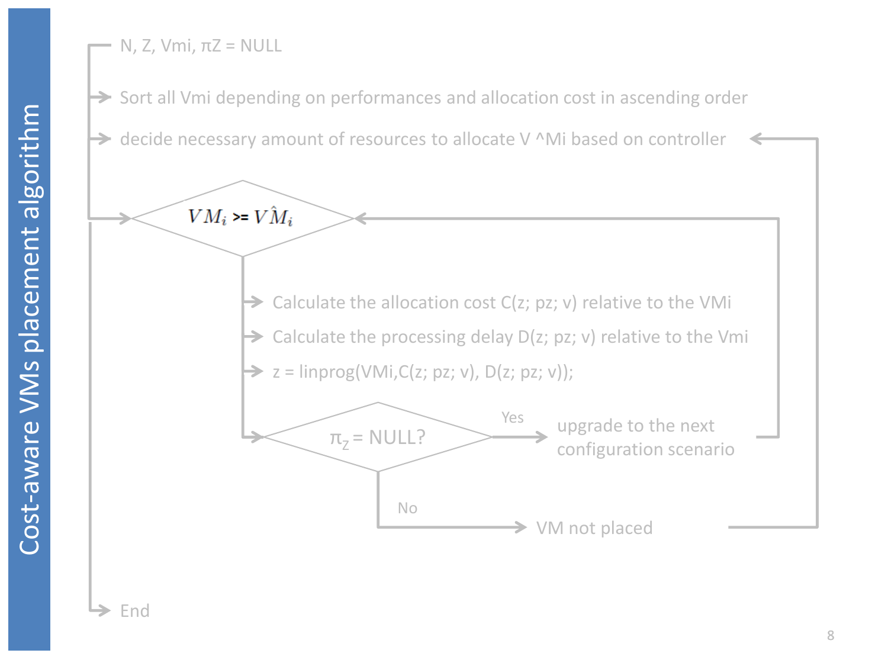# Cost-aware VMs placement algorithm

- N, Z, Vmi, πZ = NULL
- Sort all Vmi depending on performances and allocation cost in ascending order
- decide necessary amount of resources to allocate V ^Mi based on controller
- $VM_i >= V\hat{M}_i$
  - Calculate the allocation cost C(z; pz; v) relative to the VMi
  - Calculate the processing delay D(z; pz; v) relative to the Vmi
  - z = linprog(VMi,C(z; pz; v), D(z; pz; v));
  - $\pi_Z$ = NULL?
    - Yes → upgrade to the next configuration scenario
    - No → VM not placed
- End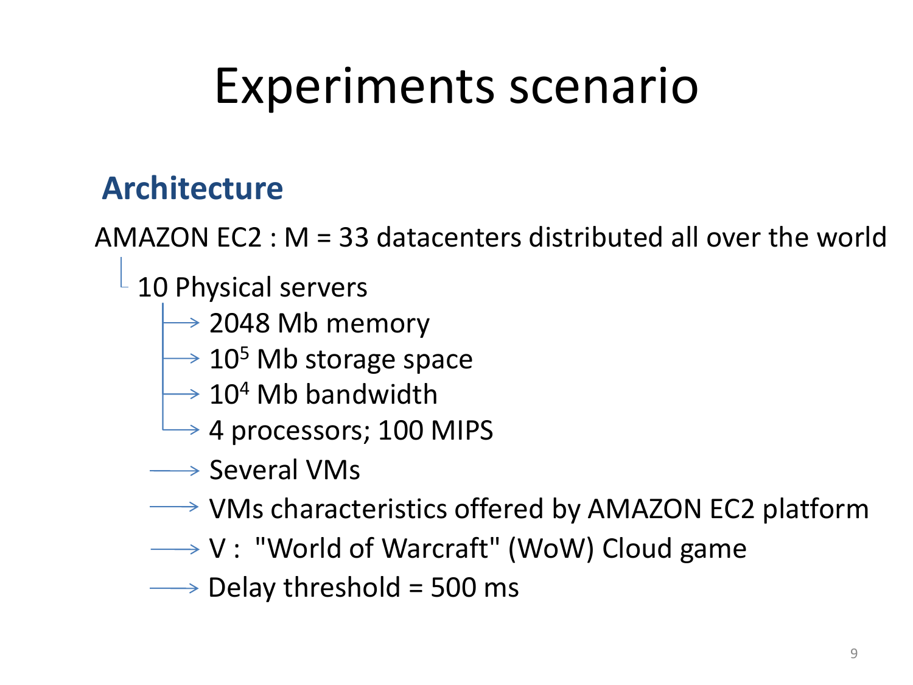# Experiments scenario

## Architecture

AMAZON EC2 : M = 33 datacenters distributed all over the world

- 10 Physical servers
  - 2048 Mb memory
  - $10^5$ Mb storage space
  - $10^4$ Mb bandwidth
  - 4 processors; 100 MIPS
- Several VMs
- VMs characteristics offered by AMAZON EC2 platform
- V : "World of Warcraft" (WoW) Cloud game
- Delay threshold = 500 ms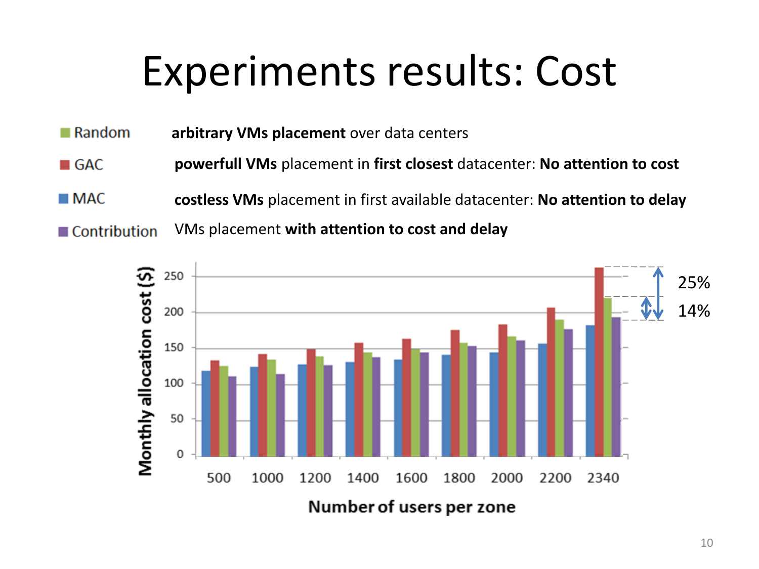# Experiments results: Cost

| | |
|---|---|
| Random | **arbitrary VMs placement** over data centers |
| GAC | **powerfull VMs** placement in **first closest** datacenter: **No attention to cost** |
| MAC | **costless VMs** placement in first available datacenter: **No attention to delay** |
| Contribution | VMs placement **with attention to cost and delay** |

**Monthly allocation cost ($)** vs. **Number of users per zone** (500, 1000, 1200, 1400, 1600, 1800, 2000, 2200, 2340)

25%

14%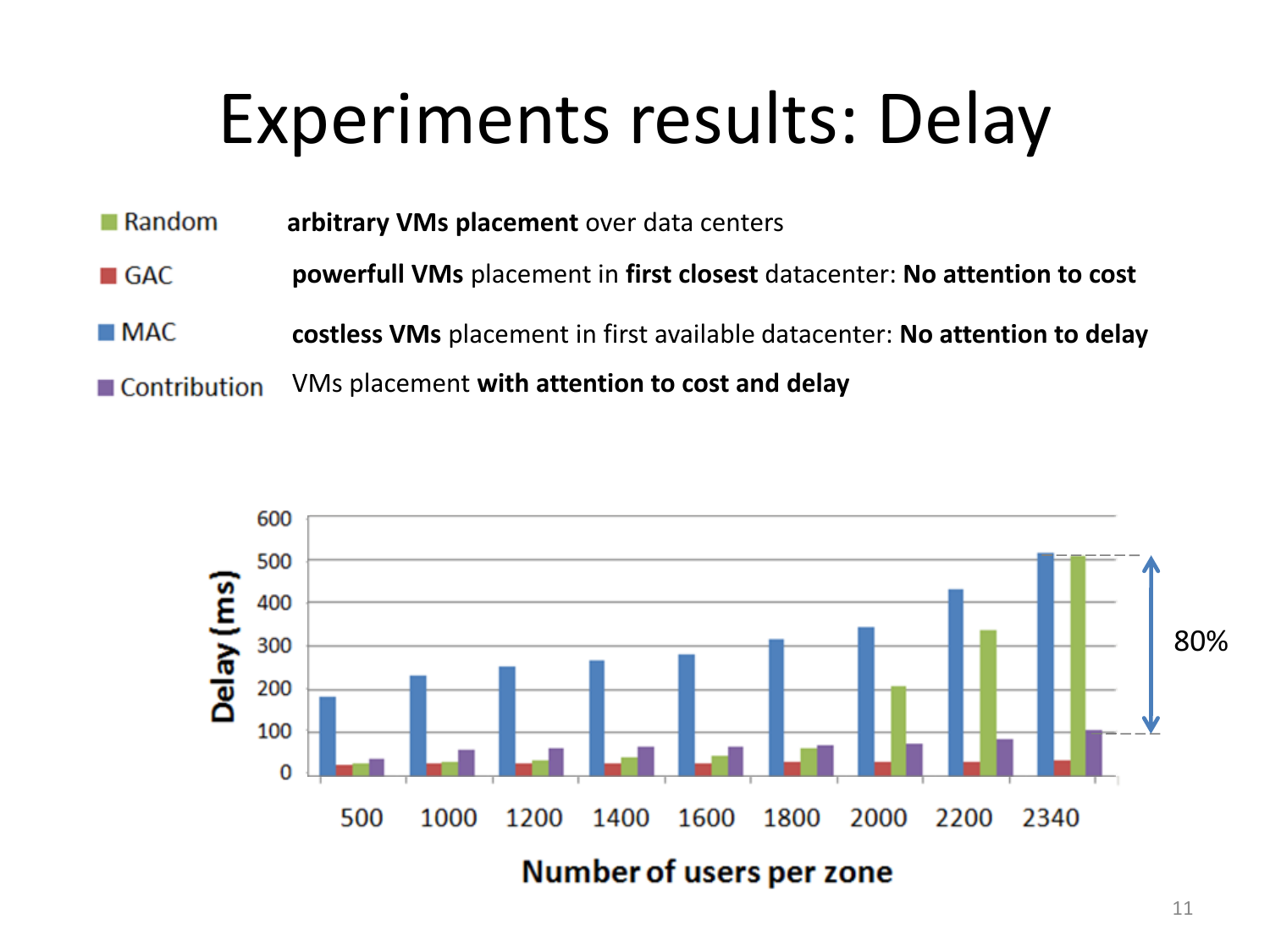# Experiments results: Delay

| | |
|---|---|
| Random | **arbitrary VMs placement** over data centers |
| GAC | **powerfull VMs** placement in **first closest** datacenter: **No attention to cost** |
| MAC | **costless VMs** placement in first available datacenter: **No attention to delay** |
| Contribution | VMs placement **with attention to cost and delay** |

Delay (ms)

600
500
400
300
200
100
0

500 1000 1200 1400 1600 1800 2000 2200 2340

**Number of users per zone**

80%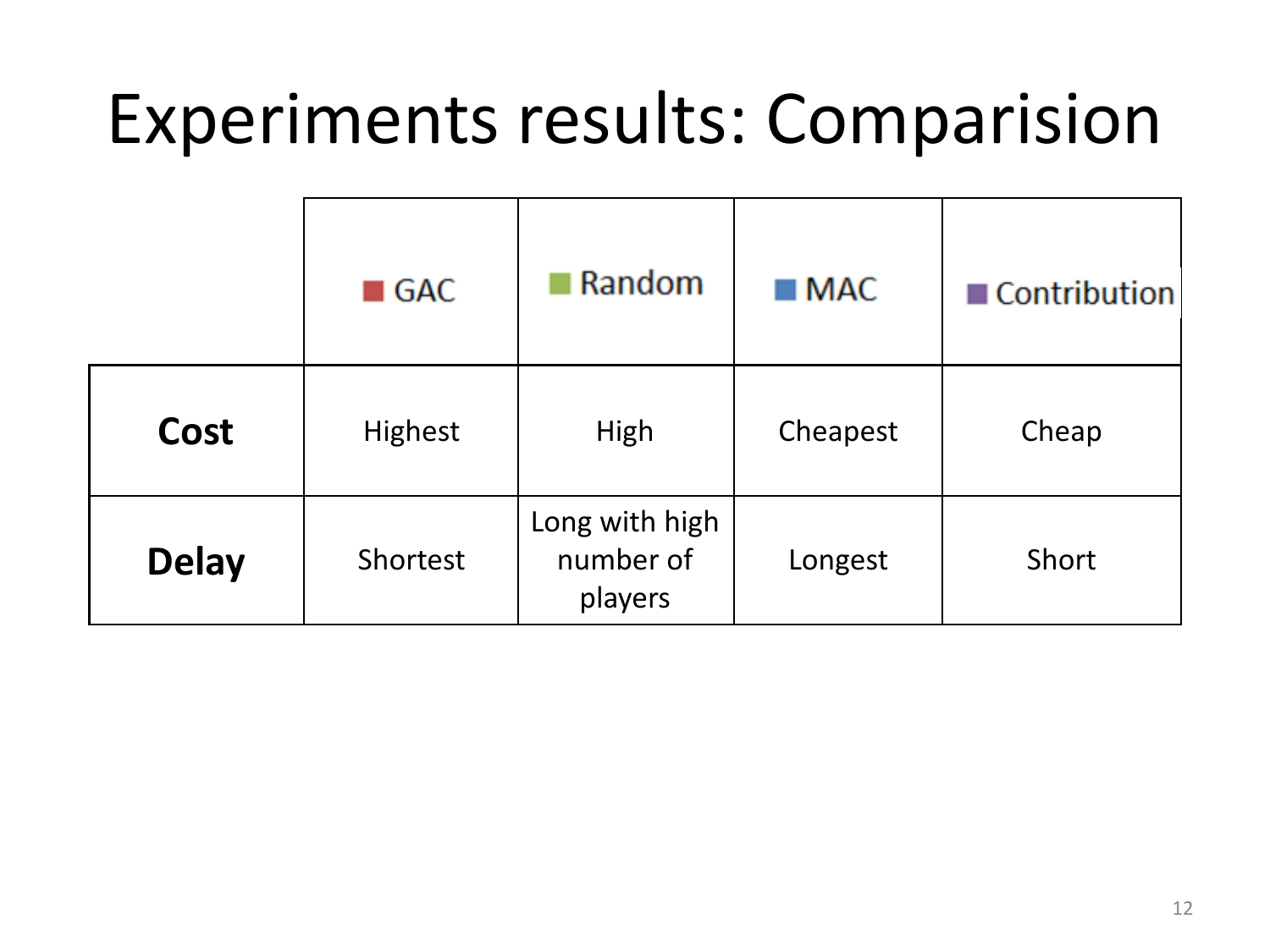# Experiments results: Comparision

| | GAC | Random | MAC | Contribution |
|---|---|---|---|---|
| **Cost** | Highest | High | Cheapest | Cheap |
| **Delay** | Shortest | Long with high number of players | Longest | Short |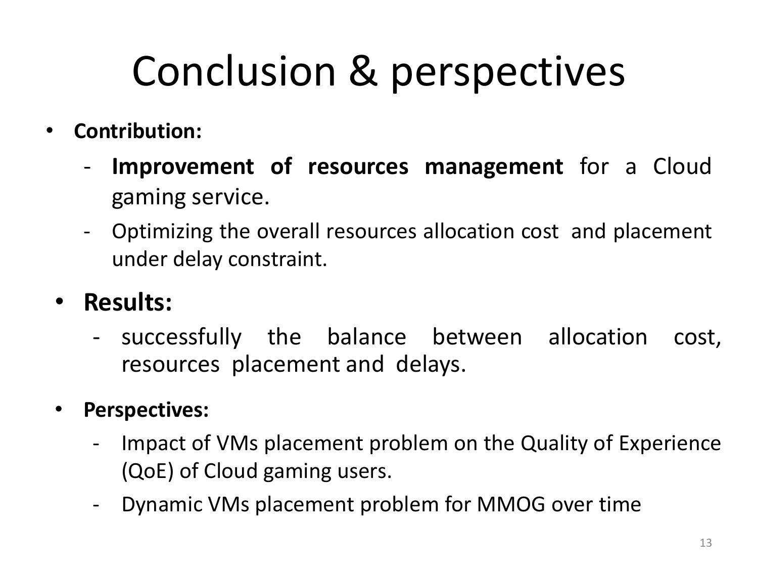# Conclusion & perspectives

- **Contribution:**
  - **Improvement of resources management** for a Cloud gaming service.
  - Optimizing the overall resources allocation cost and placement under delay constraint.
- **Results:**
  - successfully the balance between allocation cost, resources placement and delays.
- **Perspectives:**
  - Impact of VMs placement problem on the Quality of Experience (QoE) of Cloud gaming users.
  - Dynamic VMs placement problem for MMOG over time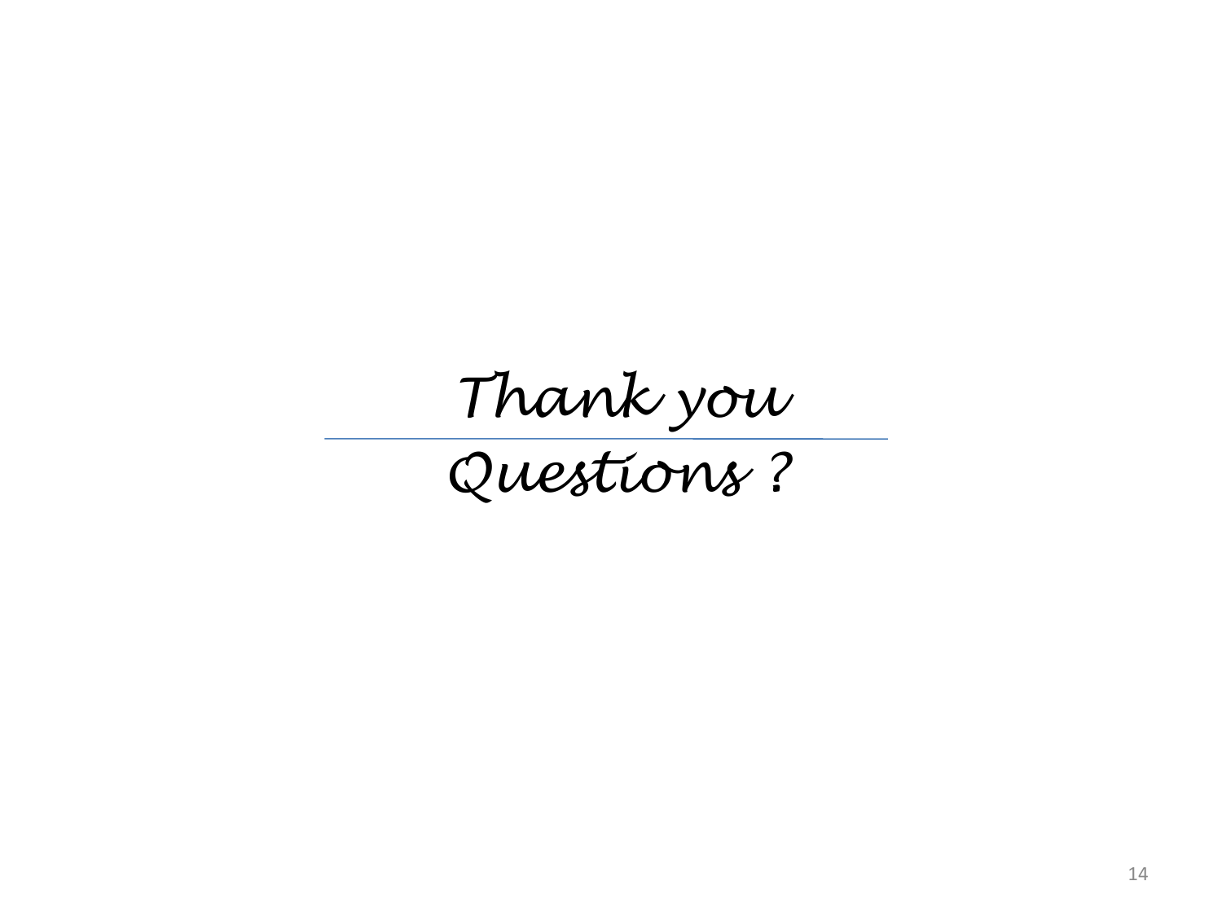*Thank you*

---

*Questions ?*